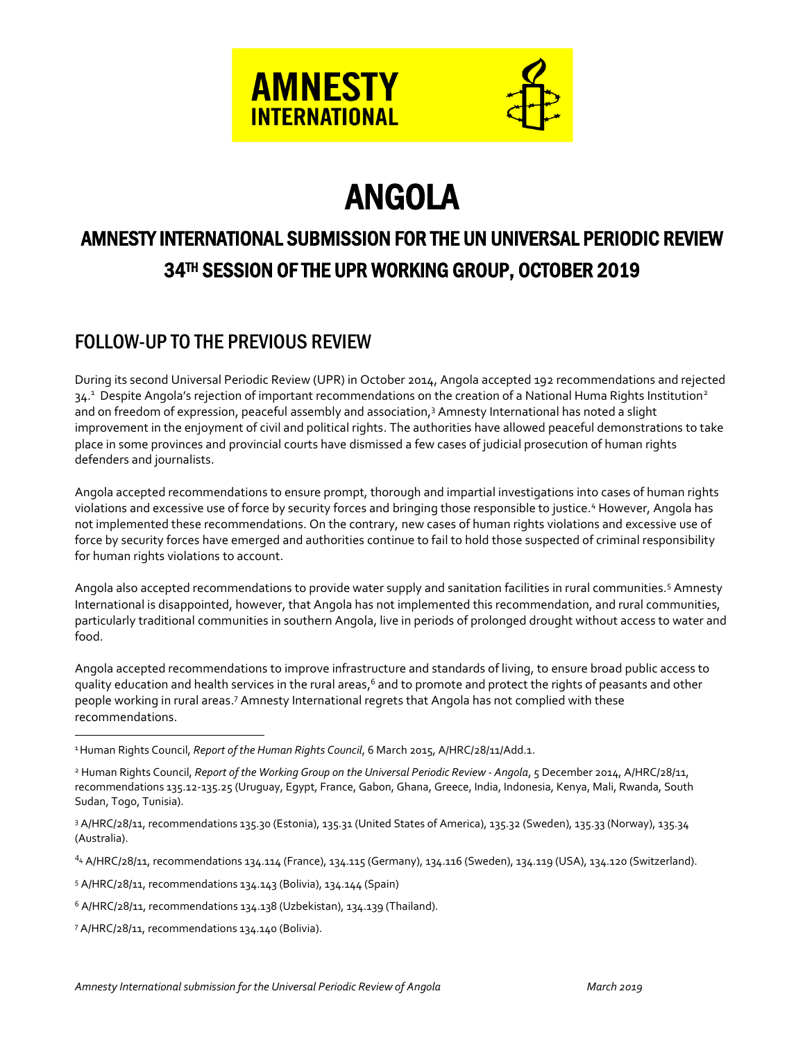# ANGOLA

## AMNESTY INTERNATIONAL SUBMISSION FOR THE UN UNIVERSAL PERIODIC REVIEW 34TH SESSION OF THE UPR WORKING GROUP, OCTOBER 2019

## FOLLOW-UP TO THE PREVIOUS REVIEW

During its second Universal Periodic Review (UPR) in October 2014, Angola accepted 192 recommendations and rejected 34.[1] Despite Angola's rejection of important recommendations on the creation of a National Huma Rights Institution[2] and on freedom of expression, peaceful assembly and association,[3] Amnesty International has noted a slight improvement in the enjoyment of civil and political rights. The authorities have allowed peaceful demonstrations to take place in some provinces and provincial courts have dismissed a few cases of judicial prosecution of human rights defenders and journalists.

Angola accepted recommendations to ensure prompt, thorough and impartial investigations into cases of human rights violations and excessive use of force by security forces and bringing those responsible to justice.[4] However, Angola has not implemented these recommendations. On the contrary, new cases of human rights violations and excessive use of force by security forces have emerged and authorities continue to fail to hold those suspected of criminal responsibility for human rights violations to account.

Angola also accepted recommendations to provide water supply and sanitation facilities in rural communities.[5] Amnesty International is disappointed, however, that Angola has not implemented this recommendation, and rural communities, particularly traditional communities in southern Angola, live in periods of prolonged drought without access to water and food.

Angola accepted recommendations to improve infrastructure and standards of living, to ensure broad public access to quality education and health services in the rural areas,[6] and to promote and protect the rights of peasants and other people working in rural areas.[7] Amnesty International regrets that Angola has not complied with these recommendations.

---

[1] Human Rights Council, *Report of the Human Rights Council*, 6 March 2015, A/HRC/28/11/Add.1.

[2] Human Rights Council, *Report of the Working Group on the Universal Periodic Review - Angola*, 5 December 2014, A/HRC/28/11, recommendations 135.12-135.25 (Uruguay, Egypt, France, Gabon, Ghana, Greece, India, Indonesia, Kenya, Mali, Rwanda, South Sudan, Togo, Tunisia).

[3] A/HRC/28/11, recommendations 135.30 (Estonia), 135.31 (United States of America), 135.32 (Sweden), 135.33 (Norway), 135.34 (Australia).

[4] A/HRC/28/11, recommendations 134.114 (France), 134.115 (Germany), 134.116 (Sweden), 134.119 (USA), 134.120 (Switzerland).

[5] A/HRC/28/11, recommendations 134.143 (Bolivia), 134.144 (Spain)

[6] A/HRC/28/11, recommendations 134.138 (Uzbekistan), 134.139 (Thailand).

[7] A/HRC/28/11, recommendations 134.140 (Bolivia).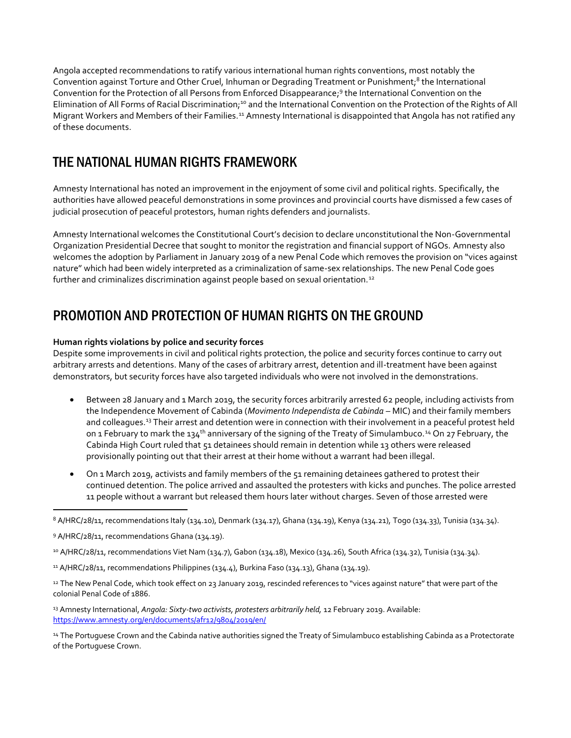Angola accepted recommendations to ratify various international human rights conventions, most notably the Convention against Torture and Other Cruel, Inhuman or Degrading Treatment or Punishment;[8] the International Convention for the Protection of all Persons from Enforced Disappearance;[9] the International Convention on the Elimination of All Forms of Racial Discrimination;[10] and the International Convention on the Protection of the Rights of All Migrant Workers and Members of their Families.[11] Amnesty International is disappointed that Angola has not ratified any of these documents.

## THE NATIONAL HUMAN RIGHTS FRAMEWORK

Amnesty International has noted an improvement in the enjoyment of some civil and political rights. Specifically, the authorities have allowed peaceful demonstrations in some provinces and provincial courts have dismissed a few cases of judicial prosecution of peaceful protestors, human rights defenders and journalists.

Amnesty International welcomes the Constitutional Court's decision to declare unconstitutional the Non-Governmental Organization Presidential Decree that sought to monitor the registration and financial support of NGOs. Amnesty also welcomes the adoption by Parliament in January 2019 of a new Penal Code which removes the provision on "vices against nature" which had been widely interpreted as a criminalization of same-sex relationships. The new Penal Code goes further and criminalizes discrimination against people based on sexual orientation.[12]

## PROMOTION AND PROTECTION OF HUMAN RIGHTS ON THE GROUND

**Human rights violations by police and security forces**

Despite some improvements in civil and political rights protection, the police and security forces continue to carry out arbitrary arrests and detentions. Many of the cases of arbitrary arrest, detention and ill-treatment have been against demonstrators, but security forces have also targeted individuals who were not involved in the demonstrations.

- Between 28 January and 1 March 2019, the security forces arbitrarily arrested 62 people, including activists from the Independence Movement of Cabinda (*Movimento Independista de Cabinda* – MIC) and their family members and colleagues.[13] Their arrest and detention were in connection with their involvement in a peaceful protest held on 1 February to mark the 134th anniversary of the signing of the Treaty of Simulambuco.[14] On 27 February, the Cabinda High Court ruled that 51 detainees should remain in detention while 13 others were released provisionally pointing out that their arrest at their home without a warrant had been illegal.
- On 1 March 2019, activists and family members of the 51 remaining detainees gathered to protest their continued detention. The police arrived and assaulted the protesters with kicks and punches. The police arrested 11 people without a warrant but released them hours later without charges. Seven of those arrested were

---

[8] A/HRC/28/11, recommendations Italy (134.10), Denmark (134.17), Ghana (134.19), Kenya (134.21), Togo (134.33), Tunisia (134.34).

[9] A/HRC/28/11, recommendations Ghana (134.19).

[10] A/HRC/28/11, recommendations Viet Nam (134.7), Gabon (134.18), Mexico (134.26), South Africa (134.32), Tunisia (134.34).

[11] A/HRC/28/11, recommendations Philippines (134.4), Burkina Faso (134.13), Ghana (134.19).

[12] The New Penal Code, which took effect on 23 January 2019, rescinded references to "vices against nature" that were part of the colonial Penal Code of 1886.

[13] Amnesty International, *Angola: Sixty-two activists, protesters arbitrarily held,* 12 February 2019. Available: https://www.amnesty.org/en/documents/afr12/9804/2019/en/

[14] The Portuguese Crown and the Cabinda native authorities signed the Treaty of Simulambuco establishing Cabinda as a Protectorate of the Portuguese Crown.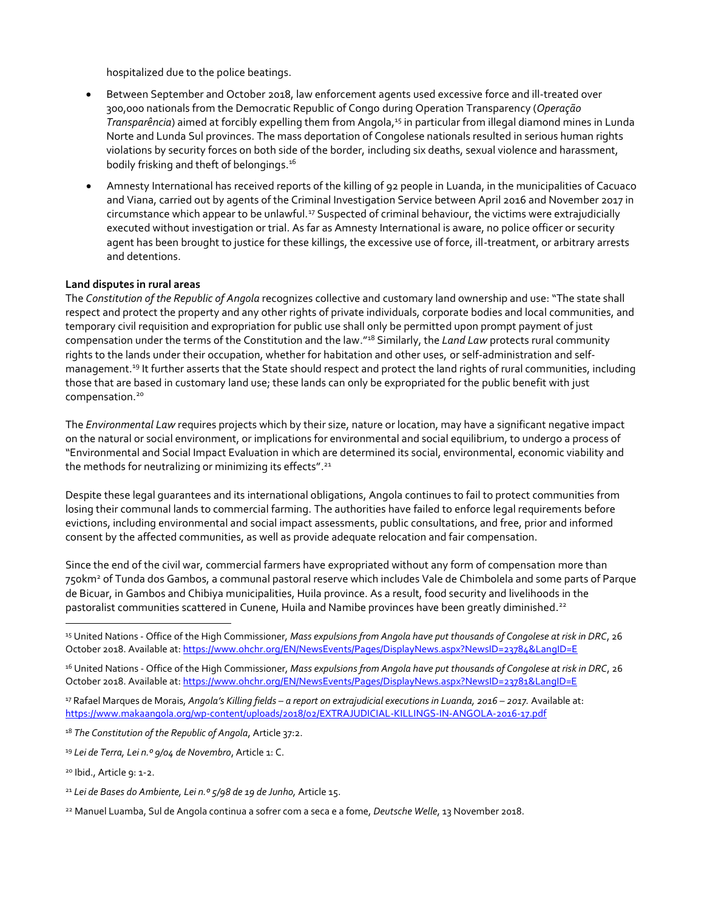hospitalized due to the police beatings.

- Between September and October 2018, law enforcement agents used excessive force and ill-treated over 300,000 nationals from the Democratic Republic of Congo during Operation Transparency (*Operação Transparência*) aimed at forcibly expelling them from Angola,[15] in particular from illegal diamond mines in Lunda Norte and Lunda Sul provinces. The mass deportation of Congolese nationals resulted in serious human rights violations by security forces on both side of the border, including six deaths, sexual violence and harassment, bodily frisking and theft of belongings.[16]

- Amnesty International has received reports of the killing of 92 people in Luanda, in the municipalities of Cacuaco and Viana, carried out by agents of the Criminal Investigation Service between April 2016 and November 2017 in circumstance which appear to be unlawful.[17] Suspected of criminal behaviour, the victims were extrajudicially executed without investigation or trial. As far as Amnesty International is aware, no police officer or security agent has been brought to justice for these killings, the excessive use of force, ill-treatment, or arbitrary arrests and detentions.

**Land disputes in rural areas**

The *Constitution of the Republic of Angola* recognizes collective and customary land ownership and use: "The state shall respect and protect the property and any other rights of private individuals, corporate bodies and local communities, and temporary civil requisition and expropriation for public use shall only be permitted upon prompt payment of just compensation under the terms of the Constitution and the law."[18] Similarly, the *Land Law* protects rural community rights to the lands under their occupation, whether for habitation and other uses, or self-administration and self-management.[19] It further asserts that the State should respect and protect the land rights of rural communities, including those that are based in customary land use; these lands can only be expropriated for the public benefit with just compensation.[20]

The *Environmental Law* requires projects which by their size, nature or location, may have a significant negative impact on the natural or social environment, or implications for environmental and social equilibrium, to undergo a process of "Environmental and Social Impact Evaluation in which are determined its social, environmental, economic viability and the methods for neutralizing or minimizing its effects".[21]

Despite these legal guarantees and its international obligations, Angola continues to fail to protect communities from losing their communal lands to commercial farming. The authorities have failed to enforce legal requirements before evictions, including environmental and social impact assessments, public consultations, and free, prior and informed consent by the affected communities, as well as provide adequate relocation and fair compensation.

Since the end of the civil war, commercial farmers have expropriated without any form of compensation more than 750km² of Tunda dos Gambos, a communal pastoral reserve which includes Vale de Chimbolela and some parts of Parque de Bicuar, in Gambos and Chibiya municipalities, Huila province. As a result, food security and livelihoods in the pastoralist communities scattered in Cunene, Huila and Namibe provinces have been greatly diminished.[22]

---

[15] United Nations - Office of the High Commissioner, *Mass expulsions from Angola have put thousands of Congolese at risk in DRC*, 26 October 2018. Available at: https://www.ohchr.org/EN/NewsEvents/Pages/DisplayNews.aspx?NewsID=23784&LangID=E

[16] United Nations - Office of the High Commissioner, *Mass expulsions from Angola have put thousands of Congolese at risk in DRC*, 26 October 2018. Available at: https://www.ohchr.org/EN/NewsEvents/Pages/DisplayNews.aspx?NewsID=23781&LangID=E

[17] Rafael Marques de Morais, *Angola's Killing fields – a report on extrajudicial executions in Luanda, 2016 – 2017.* Available at: https://www.makaangola.org/wp-content/uploads/2018/02/EXTRAJUDICIAL-KILLINGS-IN-ANGOLA-2016-17.pdf

[18] *The Constitution of the Republic of Angola*, Article 37:2.

[19] *Lei de Terra, Lei n.º 9/04 de Novembro*, Article 1: C.

[20] Ibid., Article 9: 1-2.

[21] *Lei de Bases do Ambiente, Lei n.º 5/98 de 19 de Junho,* Article 15.

[22] Manuel Luamba, Sul de Angola continua a sofrer com a seca e a fome, *Deutsche Welle*, 13 November 2018.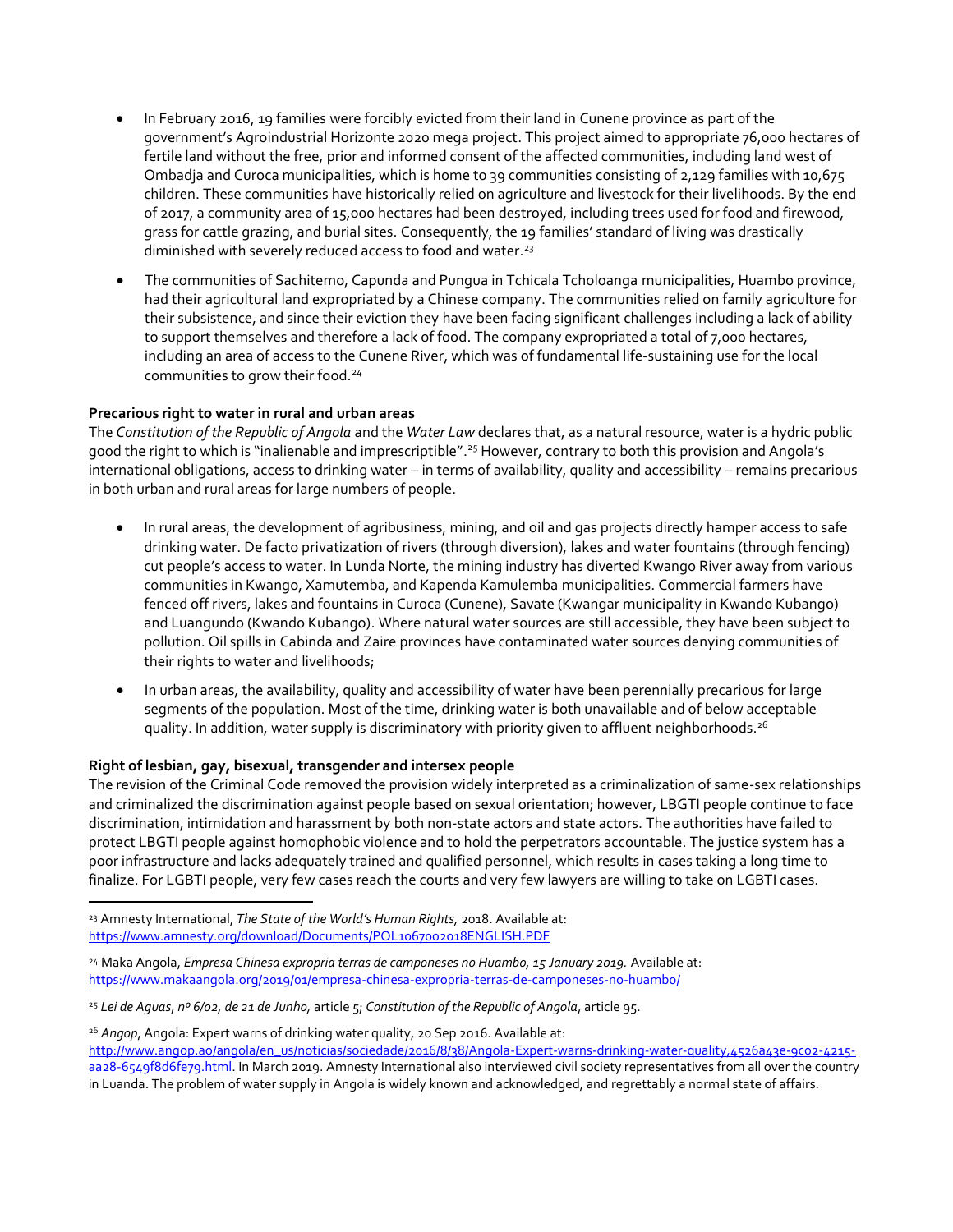- In February 2016, 19 families were forcibly evicted from their land in Cunene province as part of the government's Agroindustrial Horizonte 2020 mega project. This project aimed to appropriate 76,000 hectares of fertile land without the free, prior and informed consent of the affected communities, including land west of Ombadja and Curoca municipalities, which is home to 39 communities consisting of 2,129 families with 10,675 children. These communities have historically relied on agriculture and livestock for their livelihoods. By the end of 2017, a community area of 15,000 hectares had been destroyed, including trees used for food and firewood, grass for cattle grazing, and burial sites. Consequently, the 19 families' standard of living was drastically diminished with severely reduced access to food and water.[23]

- The communities of Sachitemo, Capunda and Pungua in Tchicala Tcholoanga municipalities, Huambo province, had their agricultural land expropriated by a Chinese company. The communities relied on family agriculture for their subsistence, and since their eviction they have been facing significant challenges including a lack of ability to support themselves and therefore a lack of food. The company expropriated a total of 7,000 hectares, including an area of access to the Cunene River, which was of fundamental life-sustaining use for the local communities to grow their food.[24]

**Precarious right to water in rural and urban areas**

The *Constitution of the Republic of Angola* and the *Water Law* declares that, as a natural resource, water is a hydric public good the right to which is "inalienable and imprescriptible".[25] However, contrary to both this provision and Angola's international obligations, access to drinking water – in terms of availability, quality and accessibility – remains precarious in both urban and rural areas for large numbers of people.

- In rural areas, the development of agribusiness, mining, and oil and gas projects directly hamper access to safe drinking water. De facto privatization of rivers (through diversion), lakes and water fountains (through fencing) cut people's access to water. In Lunda Norte, the mining industry has diverted Kwango River away from various communities in Kwango, Xamutemba, and Kapenda Kamulemba municipalities. Commercial farmers have fenced off rivers, lakes and fountains in Curoca (Cunene), Savate (Kwangar municipality in Kwando Kubango) and Luangundo (Kwando Kubango). Where natural water sources are still accessible, they have been subject to pollution. Oil spills in Cabinda and Zaire provinces have contaminated water sources denying communities of their rights to water and livelihoods;

- In urban areas, the availability, quality and accessibility of water have been perennially precarious for large segments of the population. Most of the time, drinking water is both unavailable and of below acceptable quality. In addition, water supply is discriminatory with priority given to affluent neighborhoods.[26]

**Right of lesbian, gay, bisexual, transgender and intersex people**

The revision of the Criminal Code removed the provision widely interpreted as a criminalization of same-sex relationships and criminalized the discrimination against people based on sexual orientation; however, LBGTI people continue to face discrimination, intimidation and harassment by both non-state actors and state actors. The authorities have failed to protect LBGTI people against homophobic violence and to hold the perpetrators accountable. The justice system has a poor infrastructure and lacks adequately trained and qualified personnel, which results in cases taking a long time to finalize. For LGBTI people, very few cases reach the courts and very few lawyers are willing to take on LGBTI cases.

---

[23] Amnesty International, *The State of the World's Human Rights,* 2018. Available at: https://www.amnesty.org/download/Documents/POL1067002018ENGLISH.PDF

[24] Maka Angola, *Empresa Chinesa expropria terras de camponeses no Huambo, 15 January 2019.* Available at: https://www.makaangola.org/2019/01/empresa-chinesa-expropria-terras-de-camponeses-no-huambo/

[25] *Lei de Aguas, nº 6/02, de 21 de Junho,* article 5; *Constitution of the Republic of Angola*, article 95.

[26] *Angop*, Angola: Expert warns of drinking water quality, 20 Sep 2016. Available at: http://www.angop.ao/angola/en_us/noticias/sociedade/2016/8/38/Angola-Expert-warns-drinking-water-quality,4526a43e-9c02-4215-aa28-6549f8d6fe79.html. In March 2019. Amnesty International also interviewed civil society representatives from all over the country in Luanda. The problem of water supply in Angola is widely known and acknowledged, and regrettably a normal state of affairs.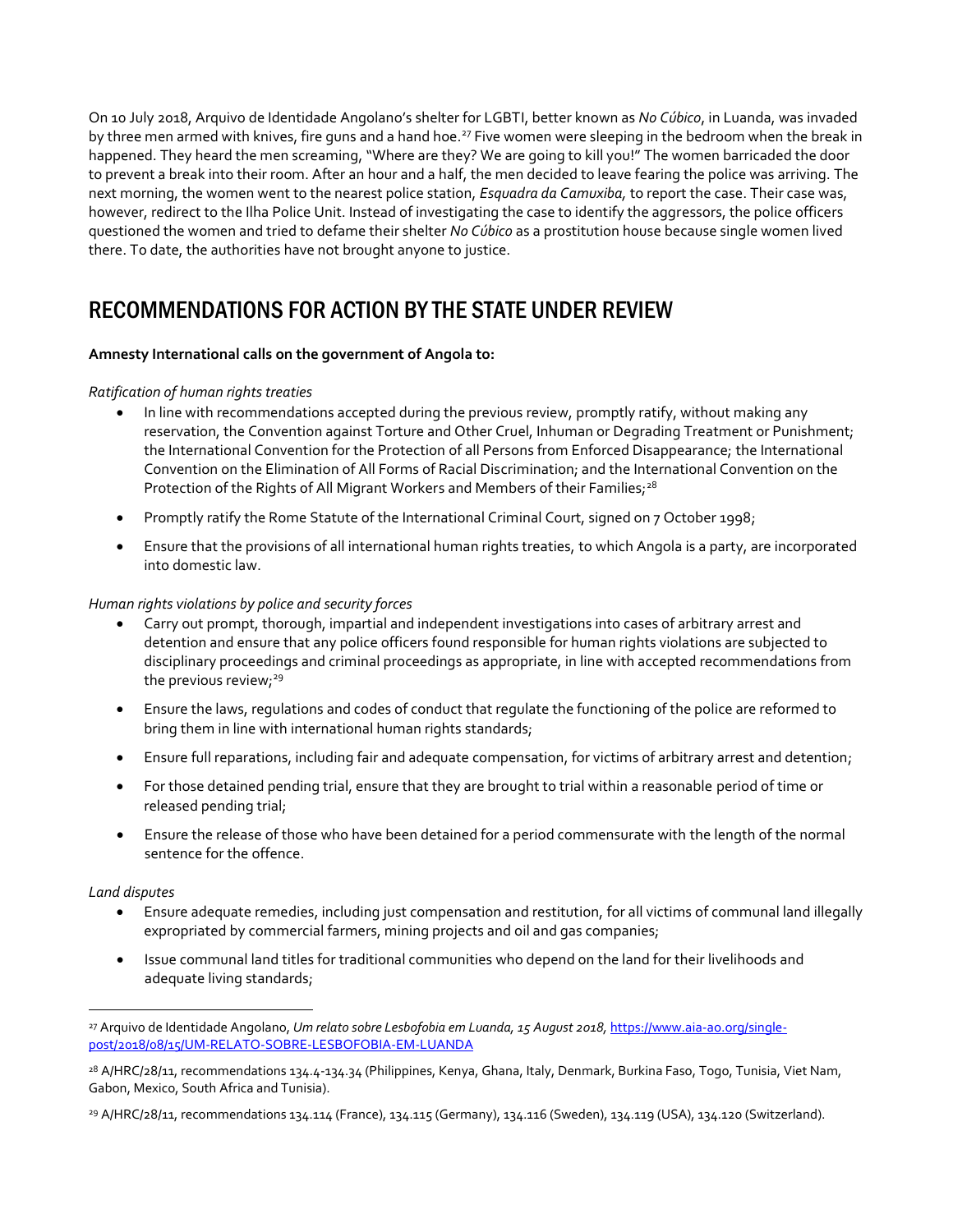On 10 July 2018, Arquivo de Identidade Angolano's shelter for LGBTI, better known as *No Cúbico*, in Luanda, was invaded by three men armed with knives, fire guns and a hand hoe.[27] Five women were sleeping in the bedroom when the break in happened. They heard the men screaming, "Where are they? We are going to kill you!" The women barricaded the door to prevent a break into their room. After an hour and a half, the men decided to leave fearing the police was arriving. The next morning, the women went to the nearest police station, *Esquadra da Camuxiba,* to report the case. Their case was, however, redirect to the Ilha Police Unit. Instead of investigating the case to identify the aggressors, the police officers questioned the women and tried to defame their shelter *No Cúbico* as a prostitution house because single women lived there. To date, the authorities have not brought anyone to justice.

## RECOMMENDATIONS FOR ACTION BY THE STATE UNDER REVIEW

**Amnesty International calls on the government of Angola to:**

*Ratification of human rights treaties*

- In line with recommendations accepted during the previous review, promptly ratify, without making any reservation, the Convention against Torture and Other Cruel, Inhuman or Degrading Treatment or Punishment; the International Convention for the Protection of all Persons from Enforced Disappearance; the International Convention on the Elimination of All Forms of Racial Discrimination; and the International Convention on the Protection of the Rights of All Migrant Workers and Members of their Families;[28]
- Promptly ratify the Rome Statute of the International Criminal Court, signed on 7 October 1998;
- Ensure that the provisions of all international human rights treaties, to which Angola is a party, are incorporated into domestic law.

*Human rights violations by police and security forces*

- Carry out prompt, thorough, impartial and independent investigations into cases of arbitrary arrest and detention and ensure that any police officers found responsible for human rights violations are subjected to disciplinary proceedings and criminal proceedings as appropriate, in line with accepted recommendations from the previous review;[29]
- Ensure the laws, regulations and codes of conduct that regulate the functioning of the police are reformed to bring them in line with international human rights standards;
- Ensure full reparations, including fair and adequate compensation, for victims of arbitrary arrest and detention;
- For those detained pending trial, ensure that they are brought to trial within a reasonable period of time or released pending trial;
- Ensure the release of those who have been detained for a period commensurate with the length of the normal sentence for the offence.

*Land disputes*

- Ensure adequate remedies, including just compensation and restitution, for all victims of communal land illegally expropriated by commercial farmers, mining projects and oil and gas companies;
- Issue communal land titles for traditional communities who depend on the land for their livelihoods and adequate living standards;

---

[27] Arquivo de Identidade Angolano, *Um relato sobre Lesbofobia em Luanda, 15 August 2018,* https://www.aia-ao.org/single-post/2018/08/15/UM-RELATO-SOBRE-LESBOFOBIA-EM-LUANDA

[28] A/HRC/28/11, recommendations 134.4-134.34 (Philippines, Kenya, Ghana, Italy, Denmark, Burkina Faso, Togo, Tunisia, Viet Nam, Gabon, Mexico, South Africa and Tunisia).

[29] A/HRC/28/11, recommendations 134.114 (France), 134.115 (Germany), 134.116 (Sweden), 134.119 (USA), 134.120 (Switzerland).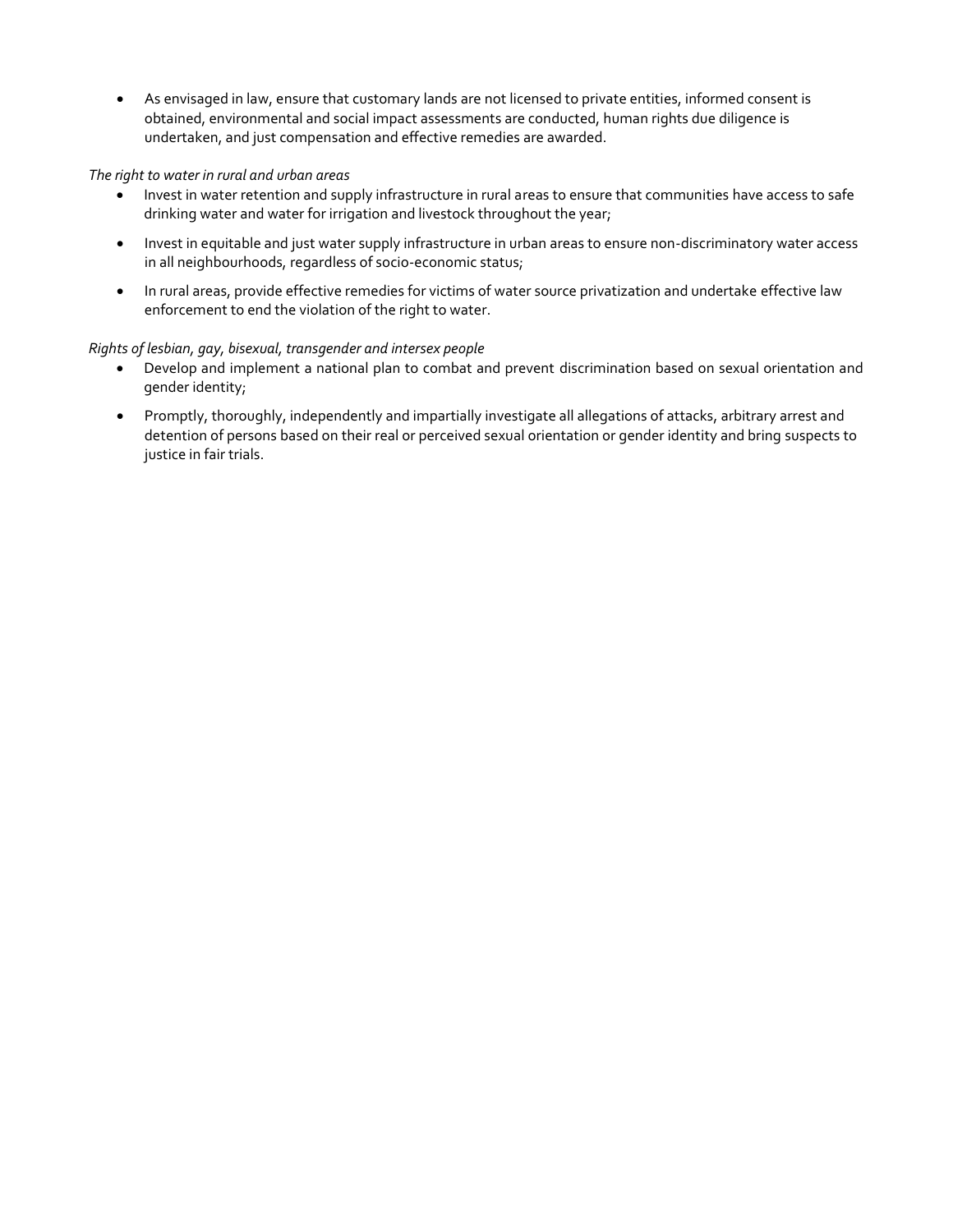- As envisaged in law, ensure that customary lands are not licensed to private entities, informed consent is obtained, environmental and social impact assessments are conducted, human rights due diligence is undertaken, and just compensation and effective remedies are awarded.

*The right to water in rural and urban areas*

- Invest in water retention and supply infrastructure in rural areas to ensure that communities have access to safe drinking water and water for irrigation and livestock throughout the year;
- Invest in equitable and just water supply infrastructure in urban areas to ensure non-discriminatory water access in all neighbourhoods, regardless of socio-economic status;
- In rural areas, provide effective remedies for victims of water source privatization and undertake effective law enforcement to end the violation of the right to water.

*Rights of lesbian, gay, bisexual, transgender and intersex people*

- Develop and implement a national plan to combat and prevent discrimination based on sexual orientation and gender identity;
- Promptly, thoroughly, independently and impartially investigate all allegations of attacks, arbitrary arrest and detention of persons based on their real or perceived sexual orientation or gender identity and bring suspects to justice in fair trials.